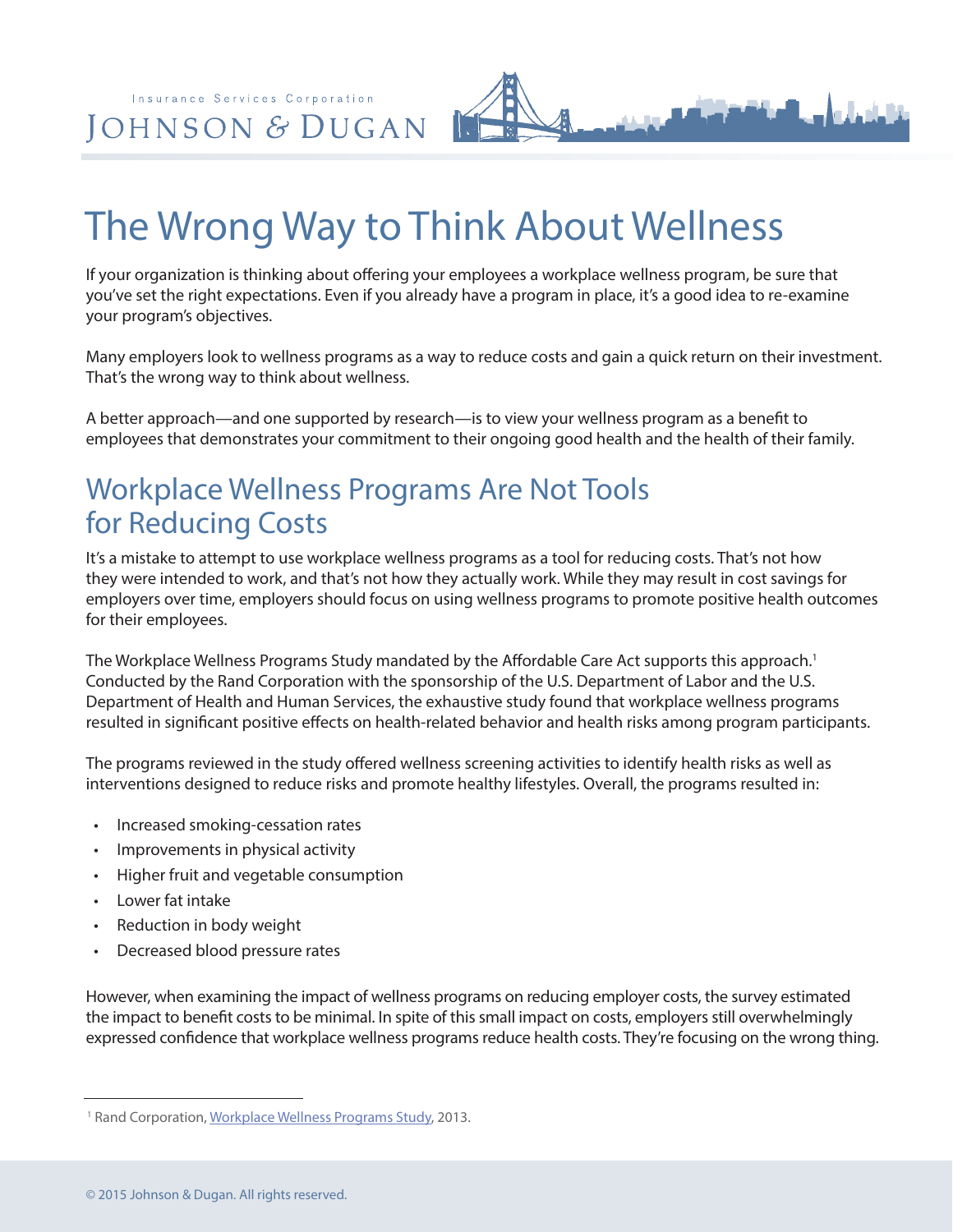Insurance Services Corporation

JOHNSON & DUGAN

# The Wrong Way to Think About Wellness

If your organization is thinking about offering your employees a workplace wellness program, be sure that you've set the right expectations. Even if you already have a program in place, it's a good idea to re-examine your program's objectives.

Many employers look to wellness programs as a way to reduce costs and gain a quick return on their investment. That's the wrong way to think about wellness.

A better approach—and one supported by research—is to view your wellness program as a benefit to employees that demonstrates your commitment to their ongoing good health and the health of their family.

## Workplace Wellness Programs Are Not Tools for Reducing Costs

It's a mistake to attempt to use workplace wellness programs as a tool for reducing costs. That's not how they were intended to work, and that's not how they actually work. While they may result in cost savings for employers over time, employers should focus on using wellness programs to promote positive health outcomes for their employees.

The Workplace Wellness Programs Study mandated by the Affordable Care Act supports this approach.[1] Conducted by the Rand Corporation with the sponsorship of the U.S. Department of Labor and the U.S. Department of Health and Human Services, the exhaustive study found that workplace wellness programs resulted in significant positive effects on health-related behavior and health risks among program participants.

The programs reviewed in the study offered wellness screening activities to identify health risks as well as interventions designed to reduce risks and promote healthy lifestyles. Overall, the programs resulted in:

- Increased smoking-cessation rates
- Improvements in physical activity
- Higher fruit and vegetable consumption
- Lower fat intake
- Reduction in body weight
- Decreased blood pressure rates

However, when examining the impact of wellness programs on reducing employer costs, the survey estimated the impact to benefit costs to be minimal. In spite of this small impact on costs, employers still overwhelmingly expressed confidence that workplace wellness programs reduce health costs. They're focusing on the wrong thing.

[1] Rand Corporation, Workplace Wellness Programs Study, 2013.

© 2015 Johnson & Dugan. All rights reserved.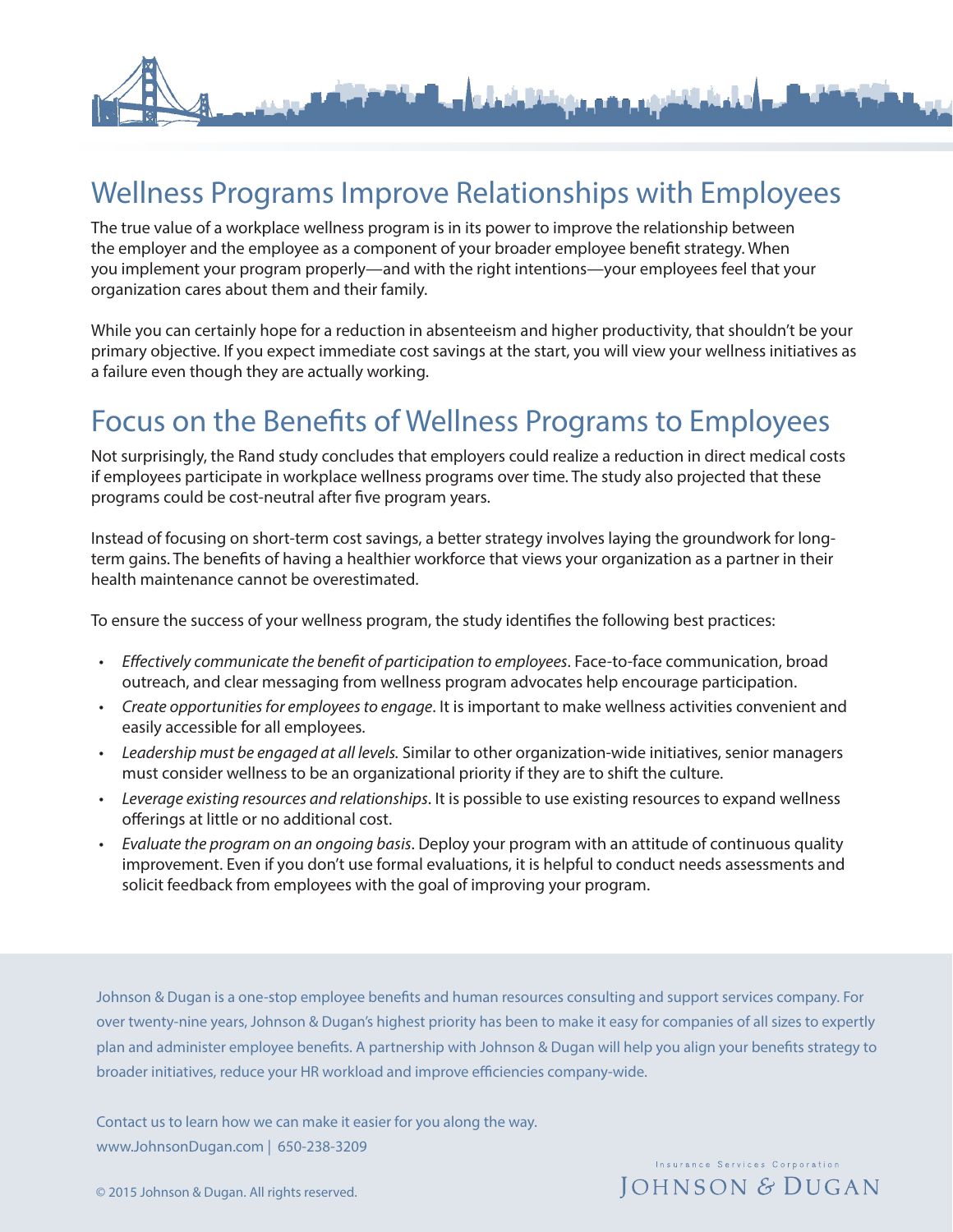## Wellness Programs Improve Relationships with Employees

The true value of a workplace wellness program is in its power to improve the relationship between the employer and the employee as a component of your broader employee benefit strategy. When you implement your program properly—and with the right intentions—your employees feel that your organization cares about them and their family.

While you can certainly hope for a reduction in absenteeism and higher productivity, that shouldn't be your primary objective. If you expect immediate cost savings at the start, you will view your wellness initiatives as a failure even though they are actually working.

## Focus on the Benefits of Wellness Programs to Employees

Not surprisingly, the Rand study concludes that employers could realize a reduction in direct medical costs if employees participate in workplace wellness programs over time. The study also projected that these programs could be cost-neutral after five program years.

Instead of focusing on short-term cost savings, a better strategy involves laying the groundwork for long-term gains. The benefits of having a healthier workforce that views your organization as a partner in their health maintenance cannot be overestimated.

To ensure the success of your wellness program, the study identifies the following best practices:

- *Effectively communicate the benefit of participation to employees*. Face-to-face communication, broad outreach, and clear messaging from wellness program advocates help encourage participation.
- *Create opportunities for employees to engage*. It is important to make wellness activities convenient and easily accessible for all employees.
- *Leadership must be engaged at all levels.* Similar to other organization-wide initiatives, senior managers must consider wellness to be an organizational priority if they are to shift the culture.
- *Leverage existing resources and relationships*. It is possible to use existing resources to expand wellness offerings at little or no additional cost.
- *Evaluate the program on an ongoing basis*. Deploy your program with an attitude of continuous quality improvement. Even if you don't use formal evaluations, it is helpful to conduct needs assessments and solicit feedback from employees with the goal of improving your program.

Johnson & Dugan is a one-stop employee benefits and human resources consulting and support services company. For over twenty-nine years, Johnson & Dugan's highest priority has been to make it easy for companies of all sizes to expertly plan and administer employee benefits. A partnership with Johnson & Dugan will help you align your benefits strategy to broader initiatives, reduce your HR workload and improve efficiencies company-wide.

Contact us to learn how we can make it easier for you along the way.
www.JohnsonDugan.com | 650-238-3209

© 2015 Johnson & Dugan. All rights reserved.

Insurance Services Corporation
JOHNSON & DUGAN